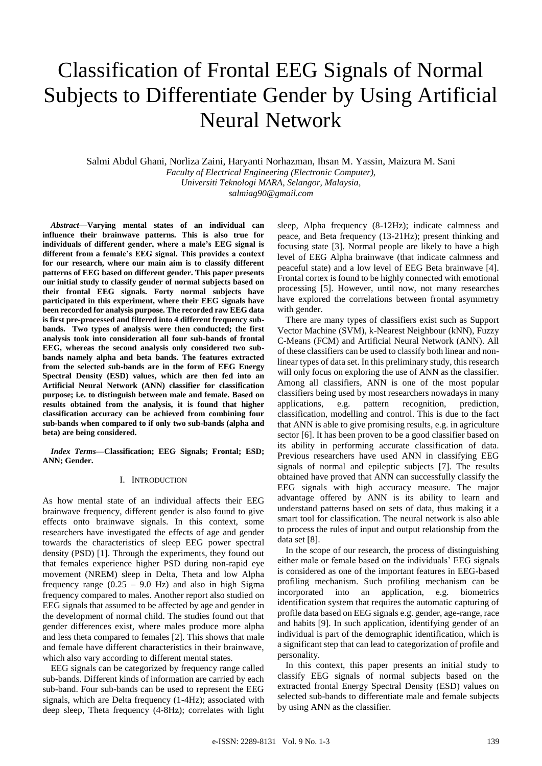# Classification of Frontal EEG Signals of Normal Subjects to Differentiate Gender by Using Artificial Neural Network

Salmi Abdul Ghani, Norliza Zaini, Haryanti Norhazman, Ihsan M. Yassin, Maizura M. Sani

*Faculty of Electrical Engineering (Electronic Computer),*
*Universiti Teknologi MARA, Selangor, Malaysia,*
*salmiag90@gmail.com*

***Abstract*—Varying mental states of an individual can influence their brainwave patterns. This is also true for individuals of different gender, where a male's EEG signal is different from a female's EEG signal. This provides a context for our research, where our main aim is to classify different patterns of EEG based on different gender. This paper presents our initial study to classify gender of normal subjects based on their frontal EEG signals. Forty normal subjects have participated in this experiment, where their EEG signals have been recorded for analysis purpose. The recorded raw EEG data is first pre-processed and filtered into 4 different frequency sub-bands. Two types of analysis were then conducted; the first analysis took into consideration all four sub-bands of frontal EEG, whereas the second analysis only considered two sub-bands namely alpha and beta bands. The features extracted from the selected sub-bands are in the form of EEG Energy Spectral Density (ESD) values, which are then fed into an Artificial Neural Network (ANN) classifier for classification purpose; i.e. to distinguish between male and female. Based on results obtained from the analysis, it is found that higher classification accuracy can be achieved from combining four sub-bands when compared to if only two sub-bands (alpha and beta) are being considered.**

***Index Terms*—Classification; EEG Signals; Frontal; ESD; ANN; Gender.**

## I. Introduction

As how mental state of an individual affects their EEG brainwave frequency, different gender is also found to give effects onto brainwave signals. In this context, some researchers have investigated the effects of age and gender towards the characteristics of sleep EEG power spectral density (PSD) [1]. Through the experiments, they found out that females experience higher PSD during non-rapid eye movement (NREM) sleep in Delta, Theta and low Alpha frequency range (0.25 – 9.0 Hz) and also in high Sigma frequency compared to males. Another report also studied on EEG signals that assumed to be affected by age and gender in the development of normal child. The studies found out that gender differences exist, where males produce more alpha and less theta compared to females [2]. This shows that male and female have different characteristics in their brainwave, which also vary according to different mental states.

EEG signals can be categorized by frequency range called sub-bands. Different kinds of information are carried by each sub-band. Four sub-bands can be used to represent the EEG signals, which are Delta frequency (1-4Hz); associated with deep sleep, Theta frequency (4-8Hz); correlates with light sleep, Alpha frequency (8-12Hz); indicate calmness and peace, and Beta frequency (13-21Hz); present thinking and focusing state [3]. Normal people are likely to have a high level of EEG Alpha brainwave (that indicate calmness and peaceful state) and a low level of EEG Beta brainwave [4]. Frontal cortex is found to be highly connected with emotional processing [5]. However, until now, not many researches have explored the correlations between frontal asymmetry with gender.

There are many types of classifiers exist such as Support Vector Machine (SVM), k-Nearest Neighbour (kNN), Fuzzy C-Means (FCM) and Artificial Neural Network (ANN). All of these classifiers can be used to classify both linear and non-linear types of data set. In this preliminary study, this research will only focus on exploring the use of ANN as the classifier. Among all classifiers, ANN is one of the most popular classifiers being used by most researchers nowadays in many applications, e.g. pattern recognition, prediction, classification, modelling and control. This is due to the fact that ANN is able to give promising results, e.g. in agriculture sector [6]. It has been proven to be a good classifier based on its ability in performing accurate classification of data. Previous researchers have used ANN in classifying EEG signals of normal and epileptic subjects [7]. The results obtained have proved that ANN can successfully classify the EEG signals with high accuracy measure. The major advantage offered by ANN is its ability to learn and understand patterns based on sets of data, thus making it a smart tool for classification. The neural network is also able to process the rules of input and output relationship from the data set [8].

In the scope of our research, the process of distinguishing either male or female based on the individuals' EEG signals is considered as one of the important features in EEG-based profiling mechanism. Such profiling mechanism can be incorporated into an application, e.g. biometrics identification system that requires the automatic capturing of profile data based on EEG signals e.g. gender, age-range, race and habits [9]. In such application, identifying gender of an individual is part of the demographic identification, which is a significant step that can lead to categorization of profile and personality.

In this context, this paper presents an initial study to classify EEG signals of normal subjects based on the extracted frontal Energy Spectral Density (ESD) values on selected sub-bands to differentiate male and female subjects by using ANN as the classifier.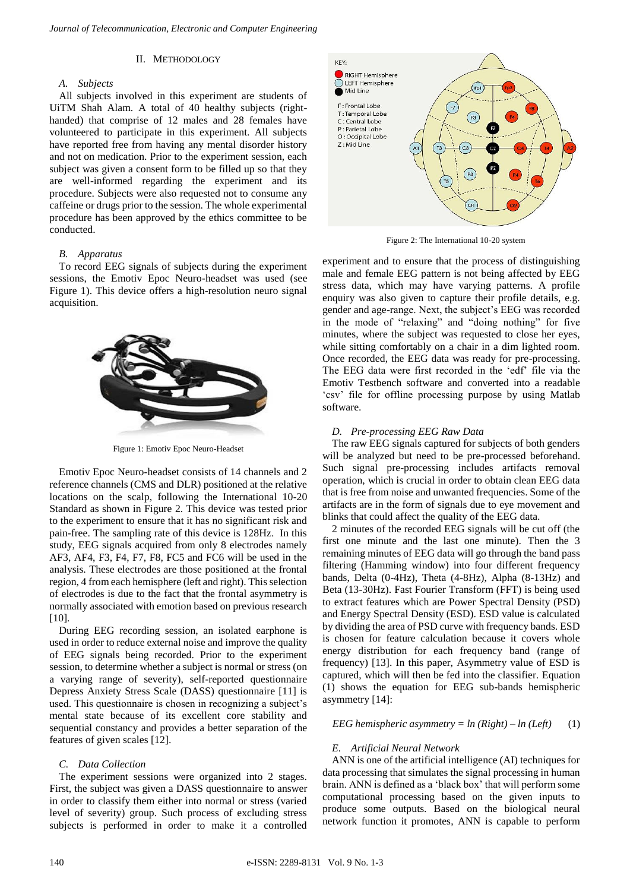## II. METHODOLOGY

### *A. Subjects*

All subjects involved in this experiment are students of UiTM Shah Alam. A total of 40 healthy subjects (right-handed) that comprise of 12 males and 28 females have volunteered to participate in this experiment. All subjects have reported free from having any mental disorder history and not on medication. Prior to the experiment session, each subject was given a consent form to be filled up so that they are well-informed regarding the experiment and its procedure. Subjects were also requested not to consume any caffeine or drugs prior to the session. The whole experimental procedure has been approved by the ethics committee to be conducted.

### *B. Apparatus*

To record EEG signals of subjects during the experiment sessions, the Emotiv Epoc Neuro-headset was used (see Figure 1). This device offers a high-resolution neuro signal acquisition.

Figure 1: Emotiv Epoc Neuro-Headset

Emotiv Epoc Neuro-headset consists of 14 channels and 2 reference channels (CMS and DLR) positioned at the relative locations on the scalp, following the International 10-20 Standard as shown in Figure 2. This device was tested prior to the experiment to ensure that it has no significant risk and pain-free. The sampling rate of this device is 128Hz. In this study, EEG signals acquired from only 8 electrodes namely AF3, AF4, F3, F4, F7, F8, FC5 and FC6 will be used in the analysis. These electrodes are those positioned at the frontal region, 4 from each hemisphere (left and right). This selection of electrodes is due to the fact that the frontal asymmetry is normally associated with emotion based on previous research [10].

During EEG recording session, an isolated earphone is used in order to reduce external noise and improve the quality of EEG signals being recorded. Prior to the experiment session, to determine whether a subject is normal or stress (on a varying range of severity), self-reported questionnaire Depress Anxiety Stress Scale (DASS) questionnaire [11] is used. This questionnaire is chosen in recognizing a subject's mental state because of its excellent core stability and sequential constancy and provides a better separation of the features of given scales [12].

### *C. Data Collection*

The experiment sessions were organized into 2 stages. First, the subject was given a DASS questionnaire to answer in order to classify them either into normal or stress (varied level of severity) group. Such process of excluding stress subjects is performed in order to make it a controlled experiment and to ensure that the process of distinguishing male and female EEG pattern is not being affected by EEG stress data, which may have varying patterns. A profile enquiry was also given to capture their profile details, e.g. gender and age-range. Next, the subject's EEG was recorded in the mode of "relaxing" and "doing nothing" for five minutes, where the subject was requested to close her eyes, while sitting comfortably on a chair in a dim lighted room. Once recorded, the EEG data was ready for pre-processing. The EEG data were first recorded in the 'edf' file via the Emotiv Testbench software and converted into a readable 'csv' file for offline processing purpose by using Matlab software.

KEY:
RIGHT Hemisphere
LEFT Hemisphere
Mid Line

F: Frontal Lobe
T: Temporal Lobe
C: Central Lobe
P: Parietal Lobe
O: Occipital Lobe
Z: Mid Line

Figure 2: The International 10-20 system

### *D. Pre-processing EEG Raw Data*

The raw EEG signals captured for subjects of both genders will be analyzed but need to be pre-processed beforehand. Such signal pre-processing includes artifacts removal operation, which is crucial in order to obtain clean EEG data that is free from noise and unwanted frequencies. Some of the artifacts are in the form of signals due to eye movement and blinks that could affect the quality of the EEG data.

2 minutes of the recorded EEG signals will be cut off (the first one minute and the last one minute). Then the 3 remaining minutes of EEG data will go through the band pass filtering (Hamming window) into four different frequency bands, Delta (0-4Hz), Theta (4-8Hz), Alpha (8-13Hz) and Beta (13-30Hz). Fast Fourier Transform (FFT) is being used to extract features which are Power Spectral Density (PSD) and Energy Spectral Density (ESD). ESD value is calculated by dividing the area of PSD curve with frequency bands. ESD is chosen for feature calculation because it covers whole energy distribution for each frequency band (range of frequency) [13]. In this paper, Asymmetry value of ESD is captured, which will then be fed into the classifier. Equation (1) shows the equation for EEG sub-bands hemispheric asymmetry [14]:

$$\text{EEG hemispheric asymmetry} = \ln(\text{Right}) - \ln(\text{Left}) \qquad (1)$$

### *E. Artificial Neural Network*

ANN is one of the artificial intelligence (AI) techniques for data processing that simulates the signal processing in human brain. ANN is defined as a 'black box' that will perform some computational processing based on the given inputs to produce some outputs. Based on the biological neural network function it promotes, ANN is capable to perform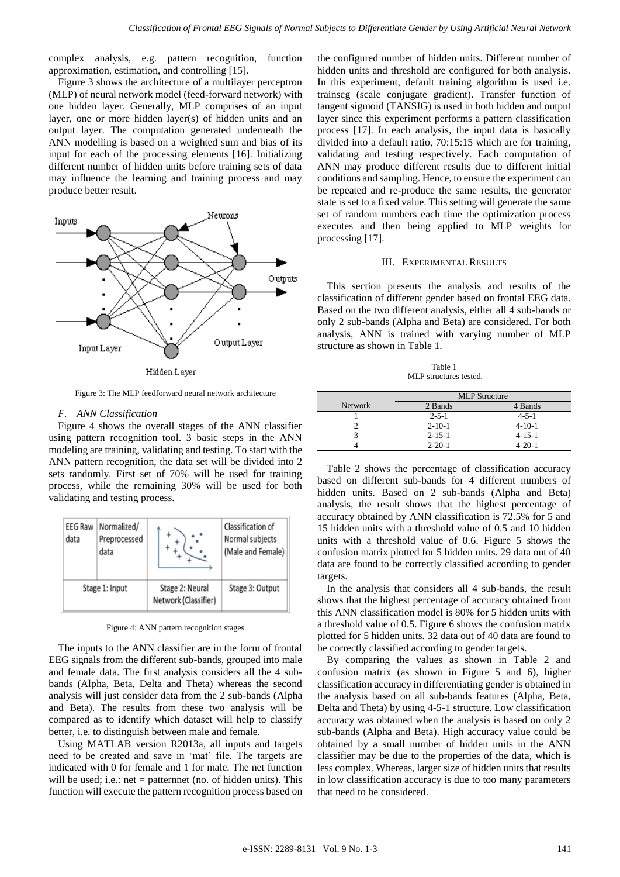complex analysis, e.g. pattern recognition, function approximation, estimation, and controlling [15].

Figure 3 shows the architecture of a multilayer perceptron (MLP) of neural network model (feed-forward network) with one hidden layer. Generally, MLP comprises of an input layer, one or more hidden layer(s) of hidden units and an output layer. The computation generated underneath the ANN modelling is based on a weighted sum and bias of its input for each of the processing elements [16]. Initializing different number of hidden units before training sets of data may influence the learning and training process and may produce better result.

Figure 3: The MLP feedforward neural network architecture

### F. ANN Classification

Figure 4 shows the overall stages of the ANN classifier using pattern recognition tool. 3 basic steps in the ANN modeling are training, validating and testing. To start with the ANN pattern recognition, the data set will be divided into 2 sets randomly. First set of 70% will be used for training process, while the remaining 30% will be used for both validating and testing process.

Figure 4: ANN pattern recognition stages

The inputs to the ANN classifier are in the form of frontal EEG signals from the different sub-bands, grouped into male and female data. The first analysis considers all the 4 sub-bands (Alpha, Beta, Delta and Theta) whereas the second analysis will just consider data from the 2 sub-bands (Alpha and Beta). The results from these two analysis will be compared as to identify which dataset will help to classify better, i.e. to distinguish between male and female.

Using MATLAB version R2013a, all inputs and targets need to be created and save in 'mat' file. The targets are indicated with 0 for female and 1 for male. The net function will be used; i.e.: net = patternnet (no. of hidden units). This function will execute the pattern recognition process based on the configured number of hidden units. Different number of hidden units and threshold are configured for both analysis. In this experiment, default training algorithm is used i.e. trainscg (scale conjugate gradient). Transfer function of tangent sigmoid (TANSIG) is used in both hidden and output layer since this experiment performs a pattern classification process [17]. In each analysis, the input data is basically divided into a default ratio, 70:15:15 which are for training, validating and testing respectively. Each computation of ANN may produce different results due to different initial conditions and sampling. Hence, to ensure the experiment can be repeated and re-produce the same results, the generator state is set to a fixed value. This setting will generate the same set of random numbers each time the optimization process executes and then being applied to MLP weights for processing [17].

## III. EXPERIMENTAL RESULTS

This section presents the analysis and results of the classification of different gender based on frontal EEG data. Based on the two different analysis, either all 4 sub-bands or only 2 sub-bands (Alpha and Beta) are considered. For both analysis, ANN is trained with varying number of MLP structure as shown in Table 1.

Table 1
MLP structures tested.

| Network | MLP Structure | |
|---|---|---|
| | 2 Bands | 4 Bands |
| 1 | 2-5-1 | 4-5-1 |
| 2 | 2-10-1 | 4-10-1 |
| 3 | 2-15-1 | 4-15-1 |
| 4 | 2-20-1 | 4-20-1 |

Table 2 shows the percentage of classification accuracy based on different sub-bands for 4 different numbers of hidden units. Based on 2 sub-bands (Alpha and Beta) analysis, the result shows that the highest percentage of accuracy obtained by ANN classification is 72.5% for 5 and 15 hidden units with a threshold value of 0.5 and 10 hidden units with a threshold value of 0.6. Figure 5 shows the confusion matrix plotted for 5 hidden units. 29 data out of 40 data are found to be correctly classified according to gender targets.

In the analysis that considers all 4 sub-bands, the result shows that the highest percentage of accuracy obtained from this ANN classification model is 80% for 5 hidden units with a threshold value of 0.5. Figure 6 shows the confusion matrix plotted for 5 hidden units. 32 data out of 40 data are found to be correctly classified according to gender targets.

By comparing the values as shown in Table 2 and confusion matrix (as shown in Figure 5 and 6), higher classification accuracy in differentiating gender is obtained in the analysis based on all sub-bands features (Alpha, Beta, Delta and Theta) by using 4-5-1 structure. Low classification accuracy was obtained when the analysis is based on only 2 sub-bands (Alpha and Beta). High accuracy value could be obtained by a small number of hidden units in the ANN classifier may be due to the properties of the data, which is less complex. Whereas, larger size of hidden units that results in low classification accuracy is due to too many parameters that need to be considered.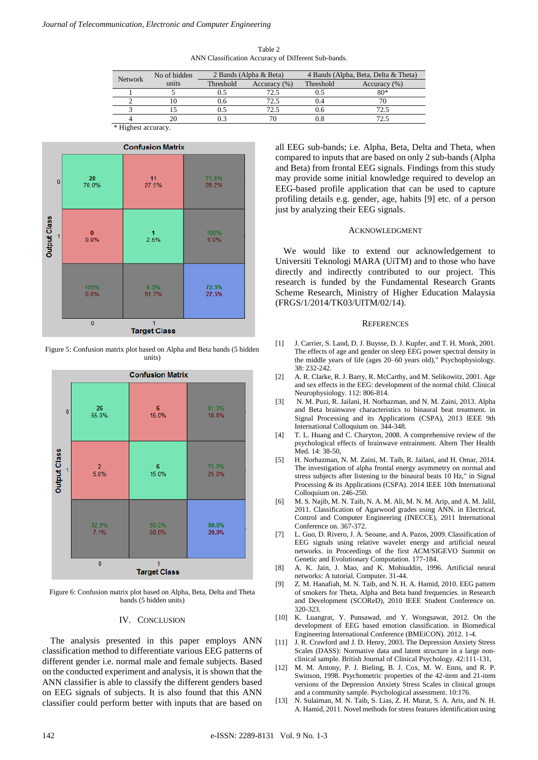Table 2
ANN Classification Accuracy of Different Sub-bands.

| Network | No of hidden units | 2 Bands (Alpha & Beta) | | 4 Bands (Alpha, Beta, Delta & Theta) | |
|---|---|---|---|---|---|
| | | Threshold | Accuracy (%) | Threshold | Accuracy (%) |
| 1 | 5 | 0.5 | 72.5 | 0.5 | 80* |
| 2 | 10 | 0.6 | 72.5 | 0.4 | 70 |
| 3 | 15 | 0.5 | 72.5 | 0.6 | 72.5 |
| 4 | 20 | 0.3 | 70 | 0.8 | 72.5 |

\* Highest accuracy.

Figure 5: Confusion matrix plot based on Alpha and Beta bands (5 hidden units)

Figure 6: Confusion matrix plot based on Alpha, Beta, Delta and Theta bands (5 hidden units)

## IV. Conclusion

The analysis presented in this paper employs ANN classification method to differentiate various EEG patterns of different gender i.e. normal male and female subjects. Based on the conducted experiment and analysis, it is shown that the ANN classifier is able to classify the different genders based on EEG signals of subjects. It is also found that this ANN classifier could perform better with inputs that are based on all EEG sub-bands; i.e. Alpha, Beta, Delta and Theta, when compared to inputs that are based on only 2 sub-bands (Alpha and Beta) from frontal EEG signals. Findings from this study may provide some initial knowledge required to develop an EEG-based profile application that can be used to capture profiling details e.g. gender, age, habits [9] etc. of a person just by analyzing their EEG signals.

## Acknowledgment

We would like to extend our acknowledgement to Universiti Teknologi MARA (UiTM) and to those who have directly and indirectly contributed to our project. This research is funded by the Fundamental Research Grants Scheme Research, Ministry of Higher Education Malaysia (FRGS/1/2014/TK03/UITM/02/14).

## References

[1] J. Carrier, S. Land, D. J. Buysse, D. J. Kupfer, and T. H. Monk, 2001. The effects of age and gender on sleep EEG power spectral density in the middle years of life (ages 20–60 years old)," Psychophysiology. 38: 232-242.

[2] A. R. Clarke, R. J. Barry, R. McCarthy, and M. Selikowitz, 2001. Age and sex effects in the EEG: development of the normal child. Clinical Neurophysiology. 112: 806-814.

[3] N. M. Puzi, R. Jailani, H. Norhazman, and N. M. Zaini, 2013. Alpha and Beta brainwave characteristics to binaural beat treatment. in Signal Processing and its Applications (CSPA), 2013 IEEE 9th International Colloquium on. 344-348.

[4] T. L. Huang and C. Charyton, 2008. A comprehensive review of the psychological effects of brainwave entrainment. Altern Ther Health Med. 14: 38-50,

[5] H. Norhazman, N. M. Zaini, M. N. Taib, R. Jailani, and H. M. Omar, 2014. The investigation of alpha frontal energy asymmetry on normal and stress subjects after listening to the binaural beats 10 Hz," in Signal Processing & its Applications (CSPA). 2014 IEEE 10th International Colloquium on. 246-250.

[6] M. S. Najib, M. N. Taib, N. A. M. Ali, M. N. M. Arip, and A. M. Jalil, 2011. Classification of Agarwood grades using ANN. in Electrical, Control and Computer Engineering (INECCE), 2011 International Conference on. 367-372.

[7] L. Guo, D. Rivero, J. A. Seoane, and A. Pazos, 2009. Classification of EEG signals using relative wavelet energy and artificial neural networks. in Proceedings of the first ACM/SIGEVO Summit on Genetic and Evolutionary Computation. 177-184.

[8] A. K. Jain, J. Mao, and K. Mohiuddin, 1996. Artificial neural networks: A tutorial. Computer. 31-44.

[9] Z. M. Hanafiah, M. N. Taib, and N. H. A. Hamid, 2010. EEG pattern of smokers for Theta, Alpha and Beta band frequencies. in Research and Development (SCOReD), 2010 IEEE Student Conference on. 320-323.

[10] K. Luangrat, Y. Punsawad, and Y. Wongsawat, 2012. On the development of EEG based emotion classification. in Biomedical Engineering International Conference (BMEiCON). 2012. 1-4.

[11] J. R. Crawford and J. D. Henry, 2003. The Depression Anxiety Stress Scales (DASS): Normative data and latent structure in a large non-clinical sample. British Journal of Clinical Psychology. 42:111-131,

[12] M. M. Antony, P. J. Bieling, B. J. Cox, M. W. Enns, and R. P. Swinson, 1998. Psychometric properties of the 42-item and 21-item versions of the Depression Anxiety Stress Scales in clinical groups and a community sample. Psychological assessment. 10:176.

[13] N. Sulaiman, M. N. Taib, S. Lias, Z. H. Murat, S. A. Aris, and N. H. A. Hamid, 2011. Novel methods for stress features identification using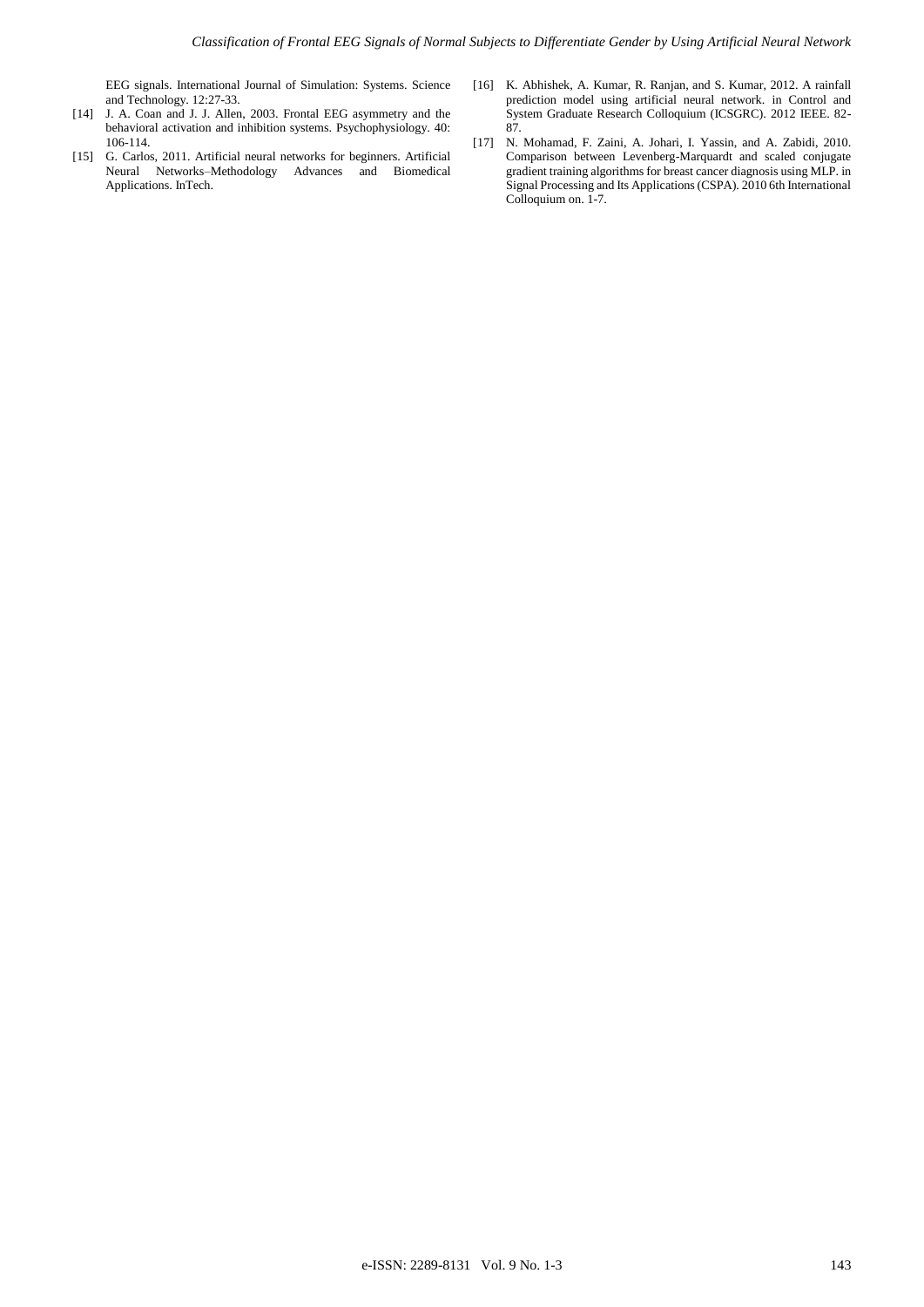EEG signals. International Journal of Simulation: Systems. Science and Technology. 12:27-33.

[14] J. A. Coan and J. J. Allen, 2003. Frontal EEG asymmetry and the behavioral activation and inhibition systems. Psychophysiology. 40: 106-114.

[15] G. Carlos, 2011. Artificial neural networks for beginners. Artificial Neural Networks–Methodology Advances and Biomedical Applications. InTech.

[16] K. Abhishek, A. Kumar, R. Ranjan, and S. Kumar, 2012. A rainfall prediction model using artificial neural network. in Control and System Graduate Research Colloquium (ICSGRC). 2012 IEEE. 82-87.

[17] N. Mohamad, F. Zaini, A. Johari, I. Yassin, and A. Zabidi, 2010. Comparison between Levenberg-Marquardt and scaled conjugate gradient training algorithms for breast cancer diagnosis using MLP. in Signal Processing and Its Applications (CSPA). 2010 6th International Colloquium on. 1-7.